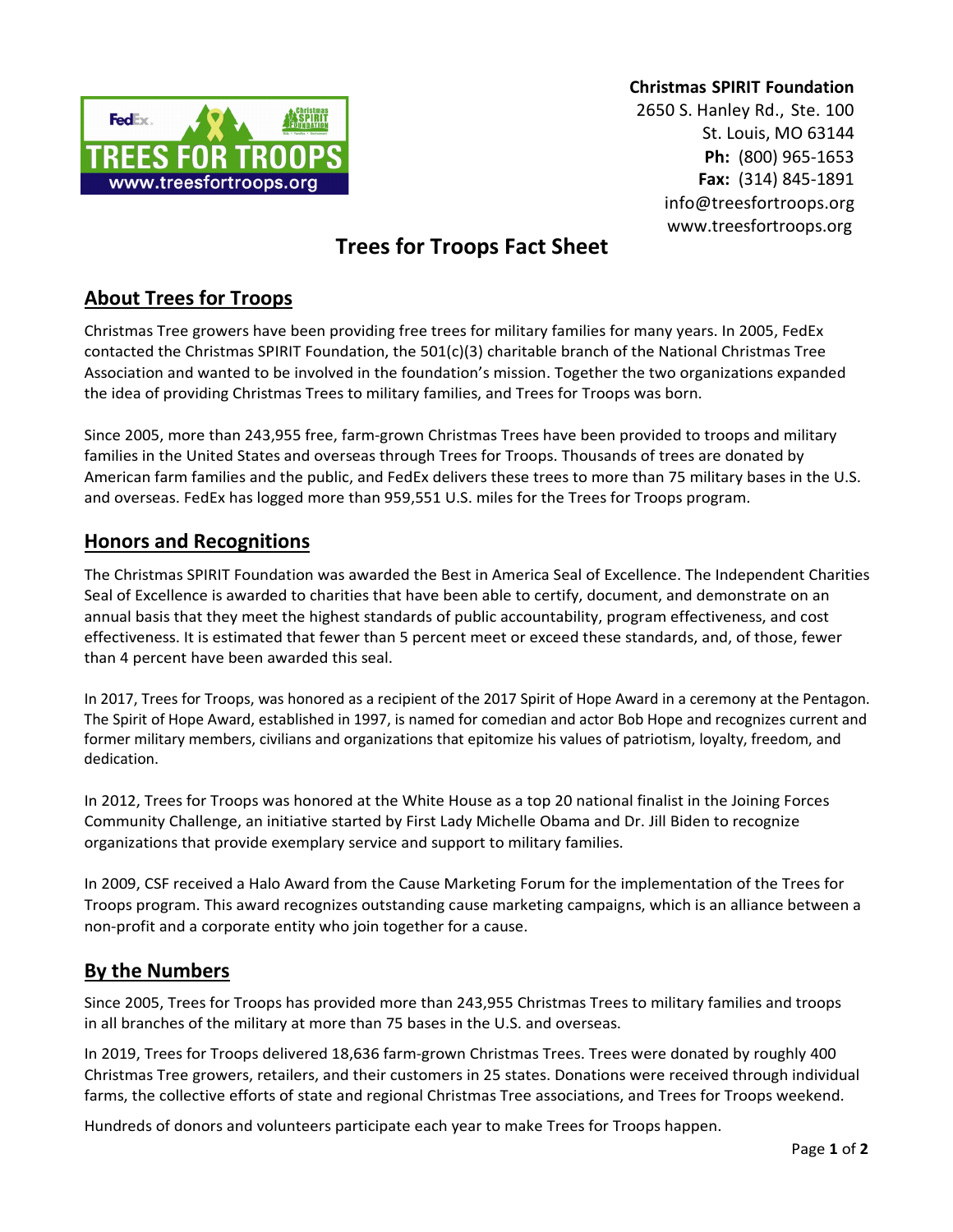**Christmas SPIRIT Foundation**
2650 S. Hanley Rd., Ste. 100
St. Louis, MO 63144
**Ph:** (800) 965-1653
**Fax:** (314) 845-1891
info@treesfortroops.org
www.treesfortroops.org

# Trees for Troops Fact Sheet

## About Trees for Troops

Christmas Tree growers have been providing free trees for military families for many years. In 2005, FedEx contacted the Christmas SPIRIT Foundation, the 501(c)(3) charitable branch of the National Christmas Tree Association and wanted to be involved in the foundation's mission. Together the two organizations expanded the idea of providing Christmas Trees to military families, and Trees for Troops was born.

Since 2005, more than 243,955 free, farm-grown Christmas Trees have been provided to troops and military families in the United States and overseas through Trees for Troops. Thousands of trees are donated by American farm families and the public, and FedEx delivers these trees to more than 75 military bases in the U.S. and overseas. FedEx has logged more than 959,551 U.S. miles for the Trees for Troops program.

## Honors and Recognitions

The Christmas SPIRIT Foundation was awarded the Best in America Seal of Excellence. The Independent Charities Seal of Excellence is awarded to charities that have been able to certify, document, and demonstrate on an annual basis that they meet the highest standards of public accountability, program effectiveness, and cost effectiveness. It is estimated that fewer than 5 percent meet or exceed these standards, and, of those, fewer than 4 percent have been awarded this seal.

In 2017, Trees for Troops, was honored as a recipient of the 2017 Spirit of Hope Award in a ceremony at the Pentagon. The Spirit of Hope Award, established in 1997, is named for comedian and actor Bob Hope and recognizes current and former military members, civilians and organizations that epitomize his values of patriotism, loyalty, freedom, and dedication.

In 2012, Trees for Troops was honored at the White House as a top 20 national finalist in the Joining Forces Community Challenge, an initiative started by First Lady Michelle Obama and Dr. Jill Biden to recognize organizations that provide exemplary service and support to military families.

In 2009, CSF received a Halo Award from the Cause Marketing Forum for the implementation of the Trees for Troops program. This award recognizes outstanding cause marketing campaigns, which is an alliance between a non-profit and a corporate entity who join together for a cause.

## By the Numbers

Since 2005, Trees for Troops has provided more than 243,955 Christmas Trees to military families and troops in all branches of the military at more than 75 bases in the U.S. and overseas.

In 2019, Trees for Troops delivered 18,636 farm-grown Christmas Trees. Trees were donated by roughly 400 Christmas Tree growers, retailers, and their customers in 25 states. Donations were received through individual farms, the collective efforts of state and regional Christmas Tree associations, and Trees for Troops weekend.

Hundreds of donors and volunteers participate each year to make Trees for Troops happen.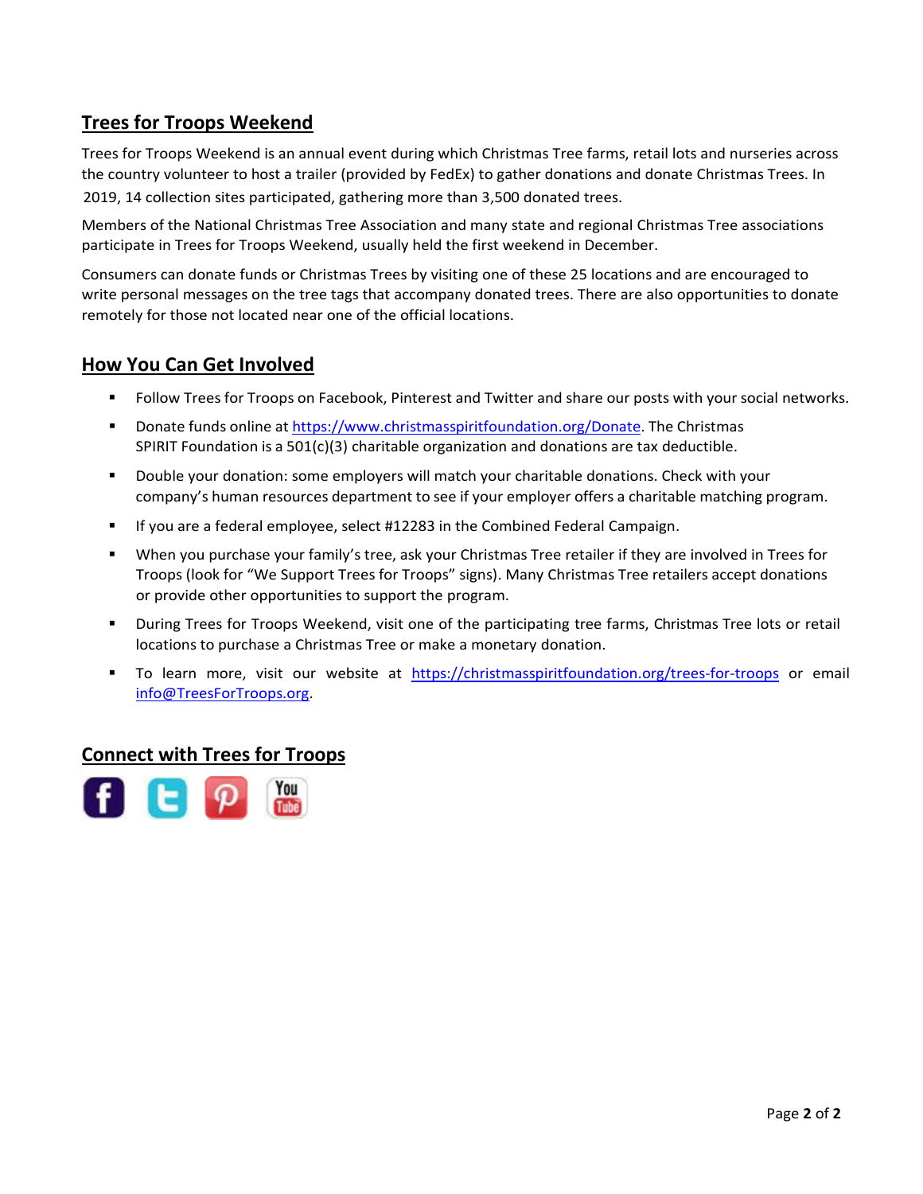## Trees for Troops Weekend

Trees for Troops Weekend is an annual event during which Christmas Tree farms, retail lots and nurseries across the country volunteer to host a trailer (provided by FedEx) to gather donations and donate Christmas Trees. In 2019, 14 collection sites participated, gathering more than 3,500 donated trees.

Members of the National Christmas Tree Association and many state and regional Christmas Tree associations participate in Trees for Troops Weekend, usually held the first weekend in December.

Consumers can donate funds or Christmas Trees by visiting one of these 25 locations and are encouraged to write personal messages on the tree tags that accompany donated trees. There are also opportunities to donate remotely for those not located near one of the official locations.

## How You Can Get Involved

- Follow Trees for Troops on Facebook, Pinterest and Twitter and share our posts with your social networks.
- Donate funds online at https://www.christmasspiritfoundation.org/Donate. The Christmas SPIRIT Foundation is a 501(c)(3) charitable organization and donations are tax deductible.
- Double your donation: some employers will match your charitable donations. Check with your company's human resources department to see if your employer offers a charitable matching program.
- If you are a federal employee, select #12283 in the Combined Federal Campaign.
- When you purchase your family's tree, ask your Christmas Tree retailer if they are involved in Trees for Troops (look for "We Support Trees for Troops" signs). Many Christmas Tree retailers accept donations or provide other opportunities to support the program.
- During Trees for Troops Weekend, visit one of the participating tree farms, Christmas Tree lots or retail locations to purchase a Christmas Tree or make a monetary donation.
- To learn more, visit our website at https://christmasspiritfoundation.org/trees-for-troops or email info@TreesForTroops.org.

## Connect with Trees for Troops